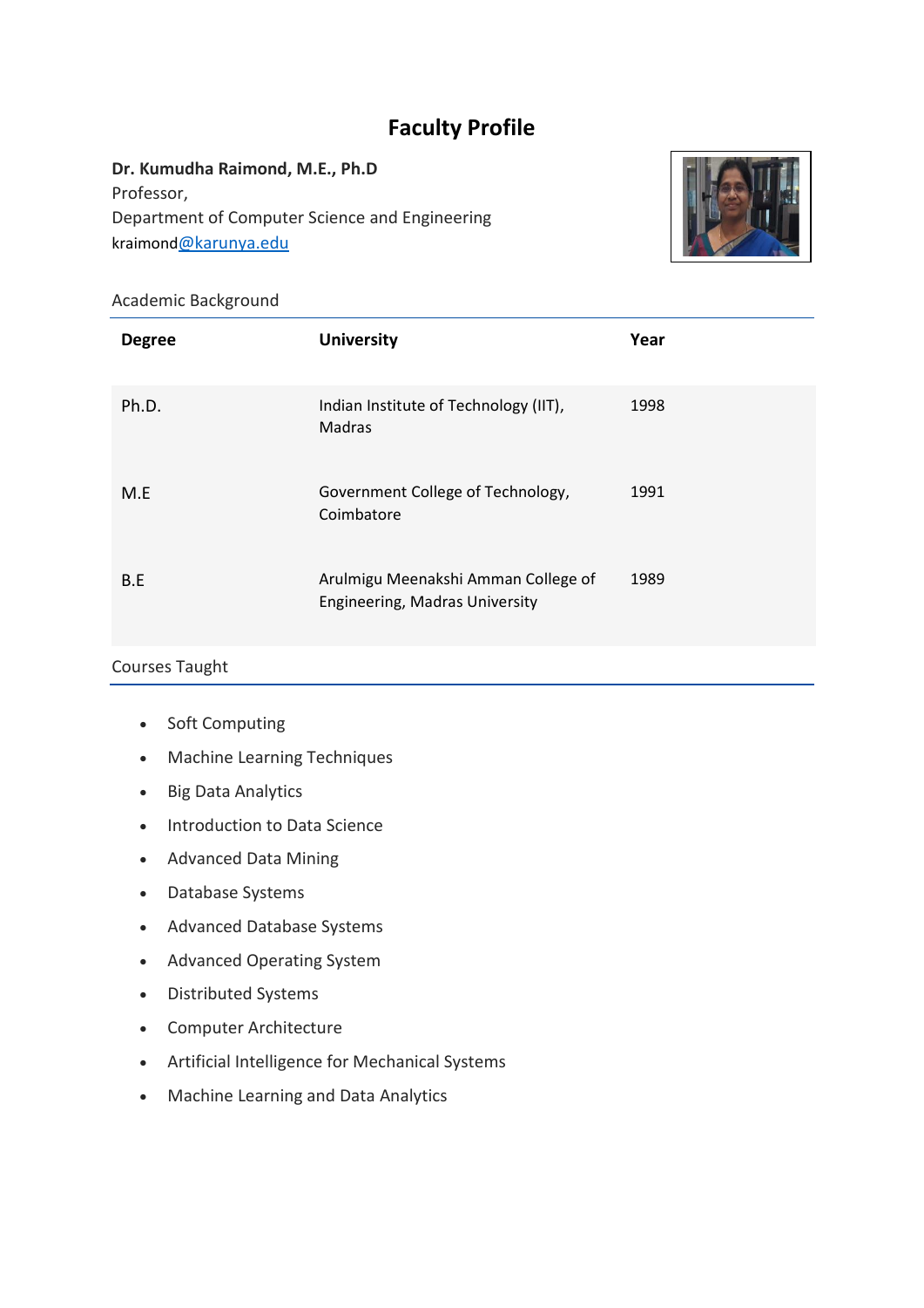# Faculty Profile

**Dr. Kumudha Raimond, M.E., Ph.D**
Professor,
Department of Computer Science and Engineering
kraimond@karunya.edu

## Academic Background

| Degree | University | Year |
|---|---|---|
| Ph.D. | Indian Institute of Technology (IIT), Madras | 1998 |
| M.E | Government College of Technology, Coimbatore | 1991 |
| B.E | Arulmigu Meenakshi Amman College of Engineering, Madras University | 1989 |

## Courses Taught

- Soft Computing
- Machine Learning Techniques
- Big Data Analytics
- Introduction to Data Science
- Advanced Data Mining
- Database Systems
- Advanced Database Systems
- Advanced Operating System
- Distributed Systems
- Computer Architecture
- Artificial Intelligence for Mechanical Systems
- Machine Learning and Data Analytics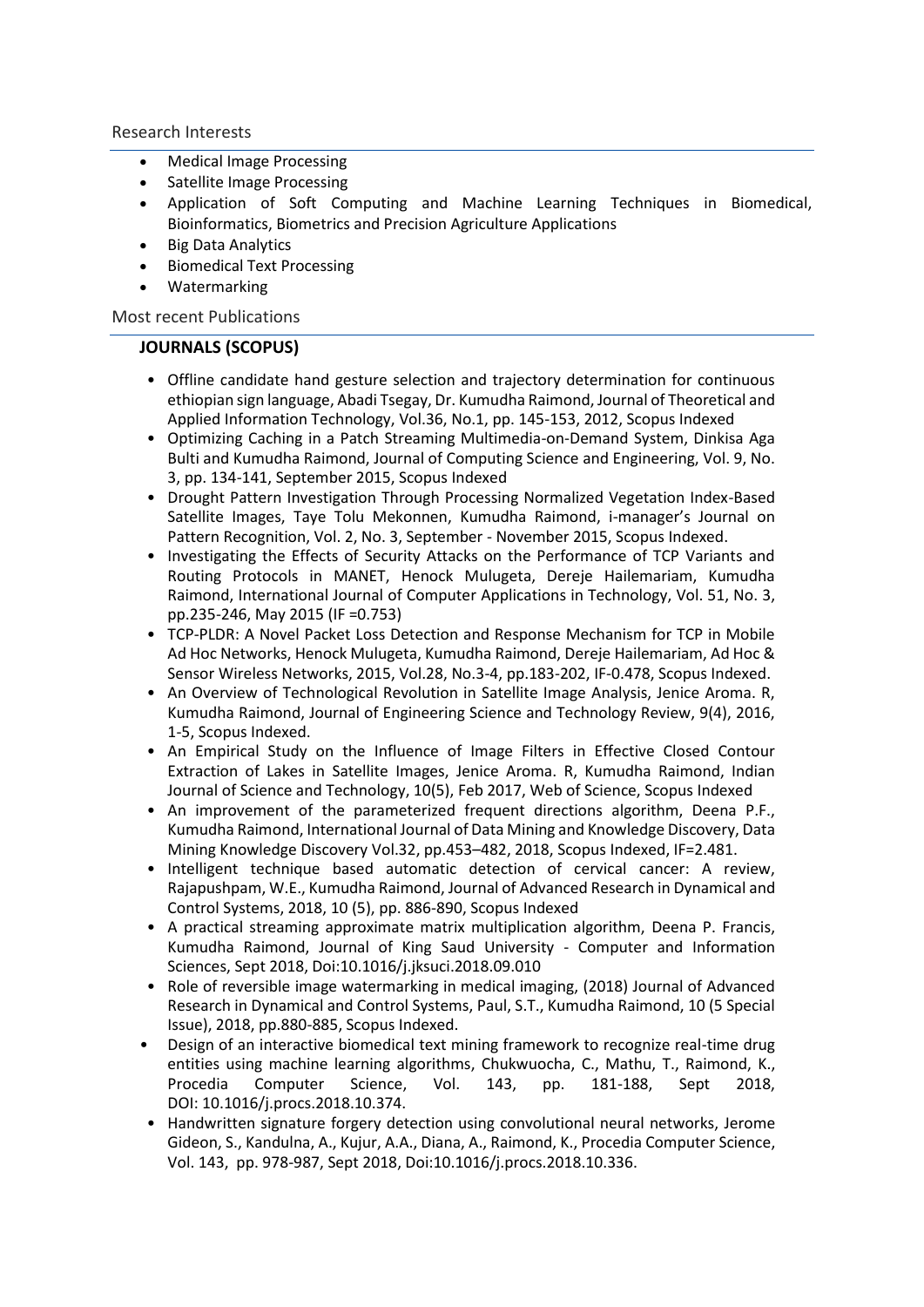## Research Interests

- Medical Image Processing
- Satellite Image Processing
- Application of Soft Computing and Machine Learning Techniques in Biomedical, Bioinformatics, Biometrics and Precision Agriculture Applications
- Big Data Analytics
- Biomedical Text Processing
- Watermarking

## Most recent Publications

### JOURNALS (SCOPUS)

- Offline candidate hand gesture selection and trajectory determination for continuous ethiopian sign language, Abadi Tsegay, Dr. Kumudha Raimond, Journal of Theoretical and Applied Information Technology, Vol.36, No.1, pp. 145-153, 2012, Scopus Indexed
- Optimizing Caching in a Patch Streaming Multimedia-on-Demand System, Dinkisa Aga Bulti and Kumudha Raimond, Journal of Computing Science and Engineering, Vol. 9, No. 3, pp. 134-141, September 2015, Scopus Indexed
- Drought Pattern Investigation Through Processing Normalized Vegetation Index-Based Satellite Images, Taye Tolu Mekonnen, Kumudha Raimond, i-manager's Journal on Pattern Recognition, Vol. 2, No. 3, September - November 2015, Scopus Indexed.
- Investigating the Effects of Security Attacks on the Performance of TCP Variants and Routing Protocols in MANET, Henock Mulugeta, Dereje Hailemariam, Kumudha Raimond, International Journal of Computer Applications in Technology, Vol. 51, No. 3, pp.235-246, May 2015 (IF =0.753)
- TCP-PLDR: A Novel Packet Loss Detection and Response Mechanism for TCP in Mobile Ad Hoc Networks, Henock Mulugeta, Kumudha Raimond, Dereje Hailemariam, Ad Hoc & Sensor Wireless Networks, 2015, Vol.28, No.3-4, pp.183-202, IF-0.478, Scopus Indexed.
- An Overview of Technological Revolution in Satellite Image Analysis, Jenice Aroma. R, Kumudha Raimond, Journal of Engineering Science and Technology Review, 9(4), 2016, 1-5, Scopus Indexed.
- An Empirical Study on the Influence of Image Filters in Effective Closed Contour Extraction of Lakes in Satellite Images, Jenice Aroma. R, Kumudha Raimond, Indian Journal of Science and Technology, 10(5), Feb 2017, Web of Science, Scopus Indexed
- An improvement of the parameterized frequent directions algorithm, Deena P.F., Kumudha Raimond, International Journal of Data Mining and Knowledge Discovery, Data Mining Knowledge Discovery Vol.32, pp.453–482, 2018, Scopus Indexed, IF=2.481.
- Intelligent technique based automatic detection of cervical cancer: A review, Rajapushpam, W.E., Kumudha Raimond, Journal of Advanced Research in Dynamical and Control Systems, 2018, 10 (5), pp. 886-890, Scopus Indexed
- A practical streaming approximate matrix multiplication algorithm, Deena P. Francis, Kumudha Raimond, Journal of King Saud University - Computer and Information Sciences, Sept 2018, Doi:10.1016/j.jksuci.2018.09.010
- Role of reversible image watermarking in medical imaging, (2018) Journal of Advanced Research in Dynamical and Control Systems, Paul, S.T., Kumudha Raimond, 10 (5 Special Issue), 2018, pp.880-885, Scopus Indexed.
- Design of an interactive biomedical text mining framework to recognize real-time drug entities using machine learning algorithms, Chukwuocha, C., Mathu, T., Raimond, K., Procedia Computer Science, Vol. 143, pp. 181-188, Sept 2018, DOI: 10.1016/j.procs.2018.10.374.
- Handwritten signature forgery detection using convolutional neural networks, Jerome Gideon, S., Kandulna, A., Kujur, A.A., Diana, A., Raimond, K., Procedia Computer Science, Vol. 143, pp. 978-987, Sept 2018, Doi:10.1016/j.procs.2018.10.336.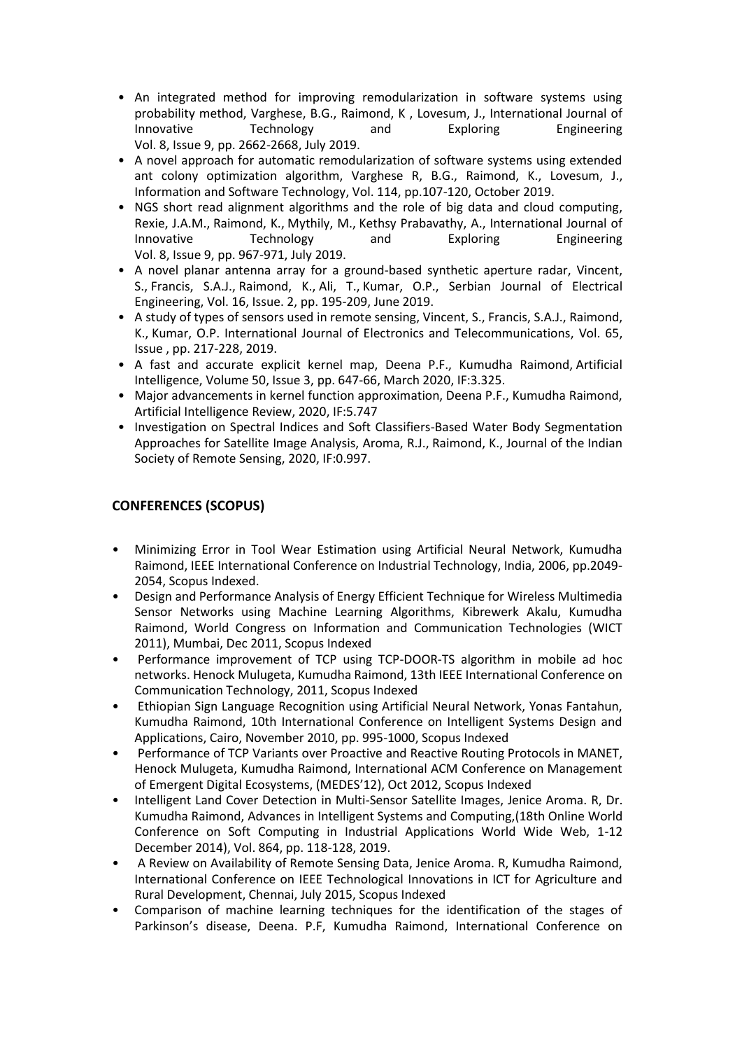- An integrated method for improving remodularization in software systems using probability method, Varghese, B.G., Raimond, K , Lovesum, J., International Journal of Innovative Technology and Exploring Engineering Vol. 8, Issue 9, pp. 2662-2668, July 2019.
- A novel approach for automatic remodularization of software systems using extended ant colony optimization algorithm, Varghese R, B.G., Raimond, K., Lovesum, J., Information and Software Technology, Vol. 114, pp.107-120, October 2019.
- NGS short read alignment algorithms and the role of big data and cloud computing, Rexie, J.A.M., Raimond, K., Mythily, M., Kethsy Prabavathy, A., International Journal of Innovative Technology and Exploring Engineering Vol. 8, Issue 9, pp. 967-971, July 2019.
- A novel planar antenna array for a ground-based synthetic aperture radar, Vincent, S., Francis, S.A.J., Raimond, K., Ali, T., Kumar, O.P., Serbian Journal of Electrical Engineering, Vol. 16, Issue. 2, pp. 195-209, June 2019.
- A study of types of sensors used in remote sensing, Vincent, S., Francis, S.A.J., Raimond, K., Kumar, O.P. International Journal of Electronics and Telecommunications, Vol. 65, Issue , pp. 217-228, 2019.
- A fast and accurate explicit kernel map, Deena P.F., Kumudha Raimond, Artificial Intelligence, Volume 50, Issue 3, pp. 647-66, March 2020, IF:3.325.
- Major advancements in kernel function approximation, Deena P.F., Kumudha Raimond, Artificial Intelligence Review, 2020, IF:5.747
- Investigation on Spectral Indices and Soft Classifiers-Based Water Body Segmentation Approaches for Satellite Image Analysis, Aroma, R.J., Raimond, K., Journal of the Indian Society of Remote Sensing, 2020, IF:0.997.

## CONFERENCES (SCOPUS)

- Minimizing Error in Tool Wear Estimation using Artificial Neural Network, Kumudha Raimond, IEEE International Conference on Industrial Technology, India, 2006, pp.2049-2054, Scopus Indexed.
- Design and Performance Analysis of Energy Efficient Technique for Wireless Multimedia Sensor Networks using Machine Learning Algorithms, Kibrewerk Akalu, Kumudha Raimond, World Congress on Information and Communication Technologies (WICT 2011), Mumbai, Dec 2011, Scopus Indexed
- Performance improvement of TCP using TCP-DOOR-TS algorithm in mobile ad hoc networks. Henock Mulugeta, Kumudha Raimond, 13th IEEE International Conference on Communication Technology, 2011, Scopus Indexed
- Ethiopian Sign Language Recognition using Artificial Neural Network, Yonas Fantahun, Kumudha Raimond, 10th International Conference on Intelligent Systems Design and Applications, Cairo, November 2010, pp. 995-1000, Scopus Indexed
- Performance of TCP Variants over Proactive and Reactive Routing Protocols in MANET, Henock Mulugeta, Kumudha Raimond, International ACM Conference on Management of Emergent Digital Ecosystems, (MEDES'12), Oct 2012, Scopus Indexed
- Intelligent Land Cover Detection in Multi-Sensor Satellite Images, Jenice Aroma. R, Dr. Kumudha Raimond, Advances in Intelligent Systems and Computing,(18th Online World Conference on Soft Computing in Industrial Applications World Wide Web, 1-12 December 2014), Vol. 864, pp. 118-128, 2019.
- A Review on Availability of Remote Sensing Data, Jenice Aroma. R, Kumudha Raimond, International Conference on IEEE Technological Innovations in ICT for Agriculture and Rural Development, Chennai, July 2015, Scopus Indexed
- Comparison of machine learning techniques for the identification of the stages of Parkinson's disease, Deena. P.F, Kumudha Raimond, International Conference on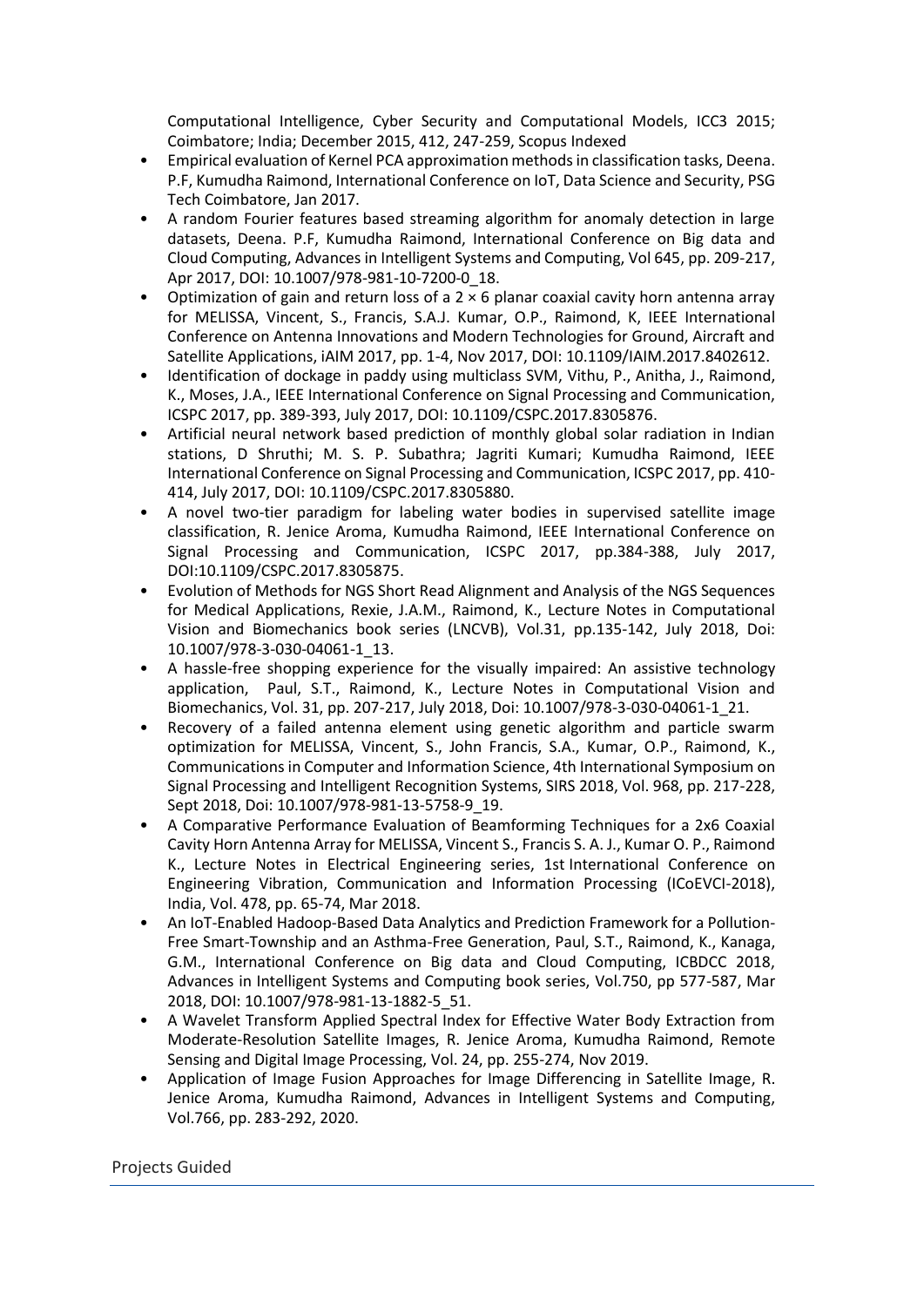Computational Intelligence, Cyber Security and Computational Models, ICC3 2015; Coimbatore; India; December 2015, 412, 247-259, Scopus Indexed

- Empirical evaluation of Kernel PCA approximation methods in classification tasks, Deena. P.F, Kumudha Raimond, International Conference on IoT, Data Science and Security, PSG Tech Coimbatore, Jan 2017.
- A random Fourier features based streaming algorithm for anomaly detection in large datasets, Deena. P.F, Kumudha Raimond, International Conference on Big data and Cloud Computing, Advances in Intelligent Systems and Computing, Vol 645, pp. 209-217, Apr 2017, DOI: 10.1007/978-981-10-7200-0_18.
- Optimization of gain and return loss of a 2 × 6 planar coaxial cavity horn antenna array for MELISSA, Vincent, S., Francis, S.A.J. Kumar, O.P., Raimond, K, IEEE International Conference on Antenna Innovations and Modern Technologies for Ground, Aircraft and Satellite Applications, iAIM 2017, pp. 1-4, Nov 2017, DOI: 10.1109/IAIM.2017.8402612.
- Identification of dockage in paddy using multiclass SVM, Vithu, P., Anitha, J., Raimond, K., Moses, J.A., IEEE International Conference on Signal Processing and Communication, ICSPC 2017, pp. 389-393, July 2017, DOI: 10.1109/CSPC.2017.8305876.
- Artificial neural network based prediction of monthly global solar radiation in Indian stations, D Shruthi; M. S. P. Subathra; Jagriti Kumari; Kumudha Raimond, IEEE International Conference on Signal Processing and Communication, ICSPC 2017, pp. 410-414, July 2017, DOI: 10.1109/CSPC.2017.8305880.
- A novel two-tier paradigm for labeling water bodies in supervised satellite image classification, R. Jenice Aroma, Kumudha Raimond, IEEE International Conference on Signal Processing and Communication, ICSPC 2017, pp.384-388, July 2017, DOI:10.1109/CSPC.2017.8305875.
- Evolution of Methods for NGS Short Read Alignment and Analysis of the NGS Sequences for Medical Applications, Rexie, J.A.M., Raimond, K., Lecture Notes in Computational Vision and Biomechanics book series (LNCVB), Vol.31, pp.135-142, July 2018, Doi: 10.1007/978-3-030-04061-1_13.
- A hassle-free shopping experience for the visually impaired: An assistive technology application, Paul, S.T., Raimond, K., Lecture Notes in Computational Vision and Biomechanics, Vol. 31, pp. 207-217, July 2018, Doi: 10.1007/978-3-030-04061-1_21.
- Recovery of a failed antenna element using genetic algorithm and particle swarm optimization for MELISSA, Vincent, S., John Francis, S.A., Kumar, O.P., Raimond, K., Communications in Computer and Information Science, 4th International Symposium on Signal Processing and Intelligent Recognition Systems, SIRS 2018, Vol. 968, pp. 217-228, Sept 2018, Doi: 10.1007/978-981-13-5758-9_19.
- A Comparative Performance Evaluation of Beamforming Techniques for a 2x6 Coaxial Cavity Horn Antenna Array for MELISSA, Vincent S., Francis S. A. J., Kumar O. P., Raimond K., Lecture Notes in Electrical Engineering series, 1st International Conference on Engineering Vibration, Communication and Information Processing (ICoEVCI-2018), India, Vol. 478, pp. 65-74, Mar 2018.
- An IoT-Enabled Hadoop-Based Data Analytics and Prediction Framework for a Pollution-Free Smart-Township and an Asthma-Free Generation, Paul, S.T., Raimond, K., Kanaga, G.M., International Conference on Big data and Cloud Computing, ICBDCC 2018, Advances in Intelligent Systems and Computing book series, Vol.750, pp 577-587, Mar 2018, DOI: 10.1007/978-981-13-1882-5_51.
- A Wavelet Transform Applied Spectral Index for Effective Water Body Extraction from Moderate-Resolution Satellite Images, R. Jenice Aroma, Kumudha Raimond, Remote Sensing and Digital Image Processing, Vol. 24, pp. 255-274, Nov 2019.
- Application of Image Fusion Approaches for Image Differencing in Satellite Image, R. Jenice Aroma, Kumudha Raimond, Advances in Intelligent Systems and Computing, Vol.766, pp. 283-292, 2020.

## Projects Guided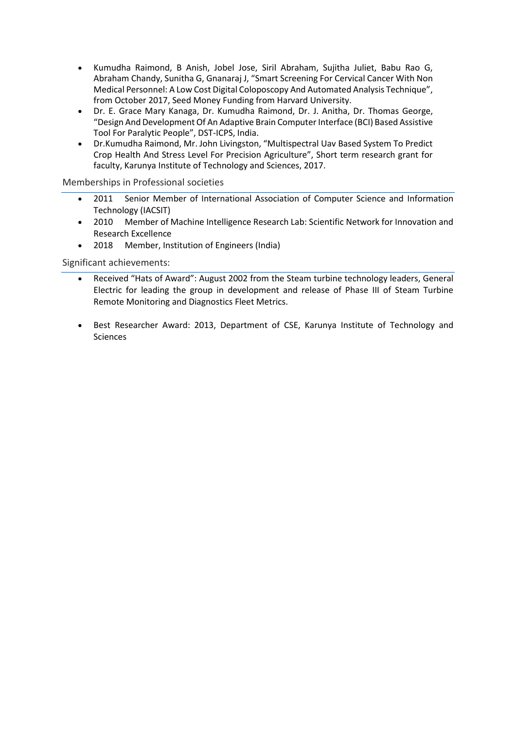- Kumudha Raimond, B Anish, Jobel Jose, Siril Abraham, Sujitha Juliet, Babu Rao G, Abraham Chandy, Sunitha G, Gnanaraj J, "Smart Screening For Cervical Cancer With Non Medical Personnel: A Low Cost Digital Coloposcopy And Automated Analysis Technique", from October 2017, Seed Money Funding from Harvard University.
- Dr. E. Grace Mary Kanaga, Dr. Kumudha Raimond, Dr. J. Anitha, Dr. Thomas George, "Design And Development Of An Adaptive Brain Computer Interface (BCI) Based Assistive Tool For Paralytic People", DST-ICPS, India.
- Dr.Kumudha Raimond, Mr. John Livingston, "Multispectral Uav Based System To Predict Crop Health And Stress Level For Precision Agriculture", Short term research grant for faculty, Karunya Institute of Technology and Sciences, 2017.

## Memberships in Professional societies

- 2011 Senior Member of International Association of Computer Science and Information Technology (IACSIT)
- 2010 Member of Machine Intelligence Research Lab: Scientific Network for Innovation and Research Excellence
- 2018 Member, Institution of Engineers (India)

## Significant achievements:

- Received "Hats of Award": August 2002 from the Steam turbine technology leaders, General Electric for leading the group in development and release of Phase III of Steam Turbine Remote Monitoring and Diagnostics Fleet Metrics.
- Best Researcher Award: 2013, Department of CSE, Karunya Institute of Technology and Sciences